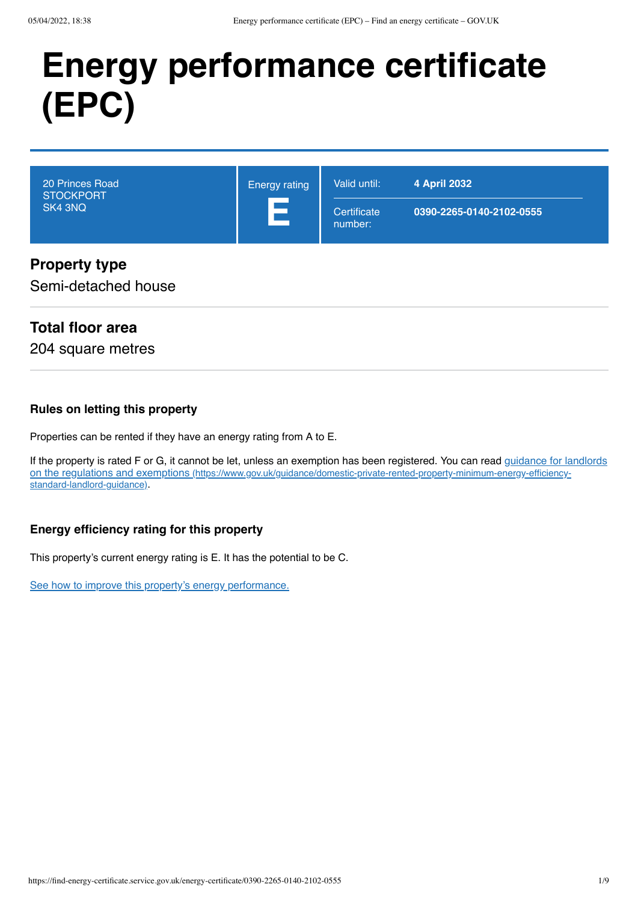# Energy performance certificate (EPC)

| 20 Princes Road STOCKPORT SK4 3NQ | Energy rating **E** | Valid until: **4 April 2032** |
| --- | --- | --- |
| | | Certificate number: **0390-2265-0140-2102-0555** |

## Property type

Semi-detached house

## Total floor area

204 square metres

### Rules on letting this property

Properties can be rented if they have an energy rating from A to E.

If the property is rated F or G, it cannot be let, unless an exemption has been registered. You can read [guidance for landlords on the regulations and exemptions](https://www.gov.uk/guidance/domestic-private-rented-property-minimum-energy-efficiency-standard-landlord-guidance) (https://www.gov.uk/guidance/domestic-private-rented-property-minimum-energy-efficiency-standard-landlord-guidance).

### Energy efficiency rating for this property

This property's current energy rating is E. It has the potential to be C.

See how to improve this property's energy performance.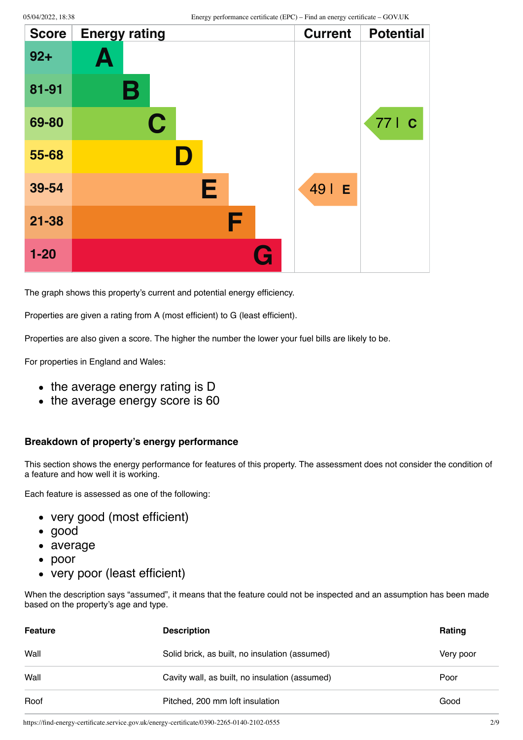| Score | Energy rating | Current | Potential |
|---|---|---|---|
| 92+ | A | | |
| 81-91 | B | | |
| 69-80 | C | | 77 C |
| 55-68 | D | | |
| 39-54 | E | 49 E | |
| 21-38 | F | | |
| 1-20 | G | | |

The graph shows this property's current and potential energy efficiency.

Properties are given a rating from A (most efficient) to G (least efficient).

Properties are also given a score. The higher the number the lower your fuel bills are likely to be.

For properties in England and Wales:

- the average energy rating is D
- the average energy score is 60

### Breakdown of property's energy performance

This section shows the energy performance for features of this property. The assessment does not consider the condition of a feature and how well it is working.

Each feature is assessed as one of the following:

- very good (most efficient)
- good
- average
- poor
- very poor (least efficient)

When the description says "assumed", it means that the feature could not be inspected and an assumption has been made based on the property's age and type.

| Feature | Description | Rating |
|---|---|---|
| Wall | Solid brick, as built, no insulation (assumed) | Very poor |
| Wall | Cavity wall, as built, no insulation (assumed) | Poor |
| Roof | Pitched, 200 mm loft insulation | Good |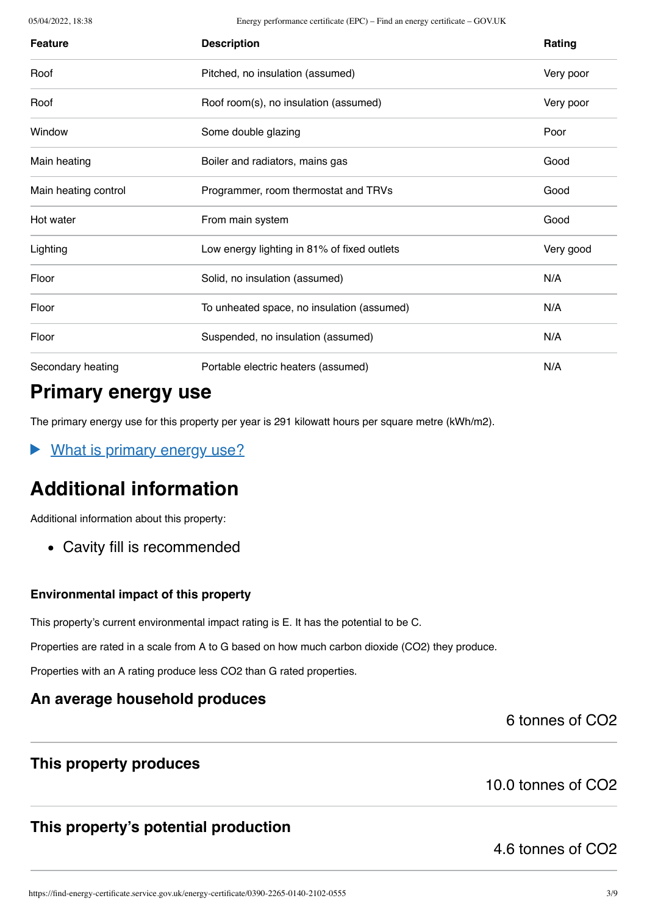| Feature | Description | Rating |
| --- | --- | --- |
| Roof | Pitched, no insulation (assumed) | Very poor |
| Roof | Roof room(s), no insulation (assumed) | Very poor |
| Window | Some double glazing | Poor |
| Main heating | Boiler and radiators, mains gas | Good |
| Main heating control | Programmer, room thermostat and TRVs | Good |
| Hot water | From main system | Good |
| Lighting | Low energy lighting in 81% of fixed outlets | Very good |
| Floor | Solid, no insulation (assumed) | N/A |
| Floor | To unheated space, no insulation (assumed) | N/A |
| Floor | Suspended, no insulation (assumed) | N/A |
| Secondary heating | Portable electric heaters (assumed) | N/A |

## Primary energy use

The primary energy use for this property per year is 291 kilowatt hours per square metre (kWh/m2).

▶ What is primary energy use?

## Additional information

Additional information about this property:

- Cavity fill is recommended

### Environmental impact of this property

This property's current environmental impact rating is E. It has the potential to be C.

Properties are rated in a scale from A to G based on how much carbon dioxide ($CO_2$) they produce.

Properties with an A rating produce less $CO_2$ than G rated properties.

### An average household produces

6 tonnes of $CO_2$

### This property produces

10.0 tonnes of $CO_2$

### This property's potential production

4.6 tonnes of $CO_2$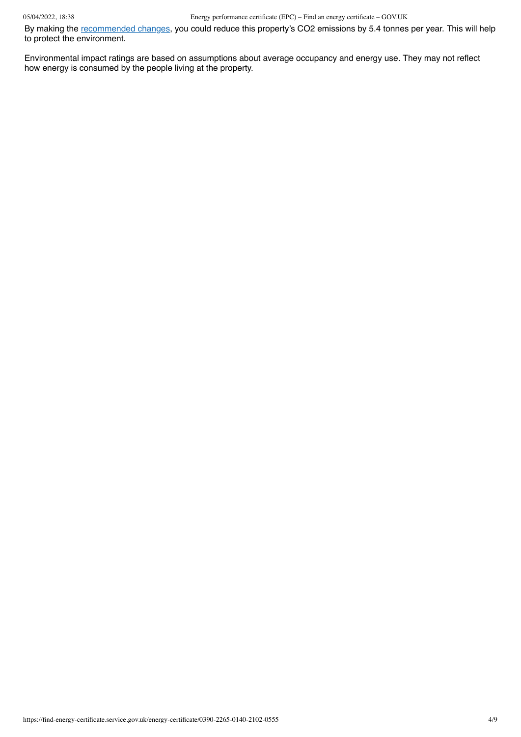By making the recommended changes, you could reduce this property's $CO_2$ emissions by 5.4 tonnes per year. This will help to protect the environment.

Environmental impact ratings are based on assumptions about average occupancy and energy use. They may not reflect how energy is consumed by the people living at the property.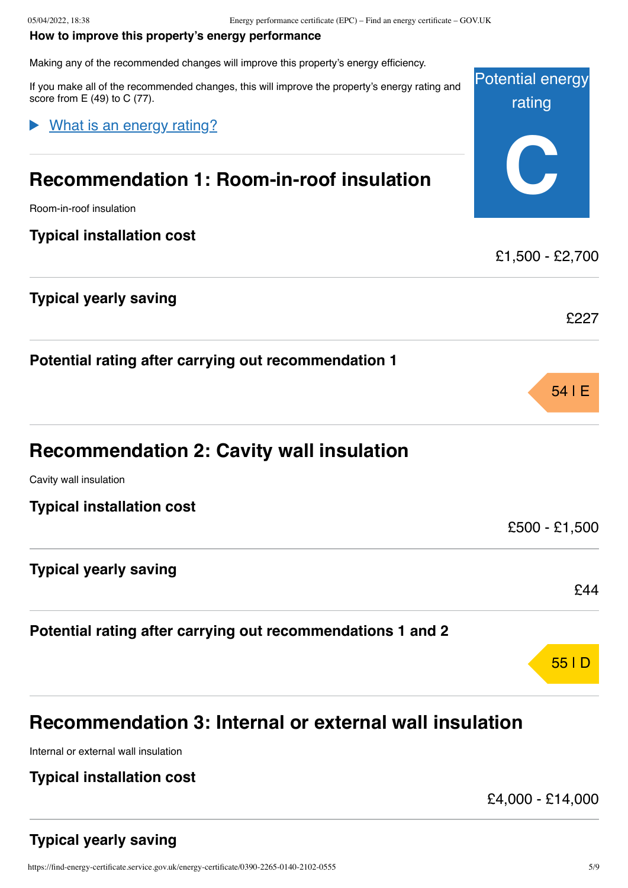### How to improve this property's energy performance

Making any of the recommended changes will improve this property's energy efficiency.

If you make all of the recommended changes, this will improve the property's energy rating and score from E (49) to C (77).

Potential energy rating

**C**

▶ What is an energy rating?

## Recommendation 1: Room-in-roof insulation

Room-in-roof insulation

### Typical installation cost

£1,500 - £2,700

### Typical yearly saving

£227

### Potential rating after carrying out recommendation 1

54 | E

## Recommendation 2: Cavity wall insulation

Cavity wall insulation

### Typical installation cost

£500 - £1,500

### Typical yearly saving

£44

### Potential rating after carrying out recommendations 1 and 2

55 | D

## Recommendation 3: Internal or external wall insulation

Internal or external wall insulation

### Typical installation cost

£4,000 - £14,000

### Typical yearly saving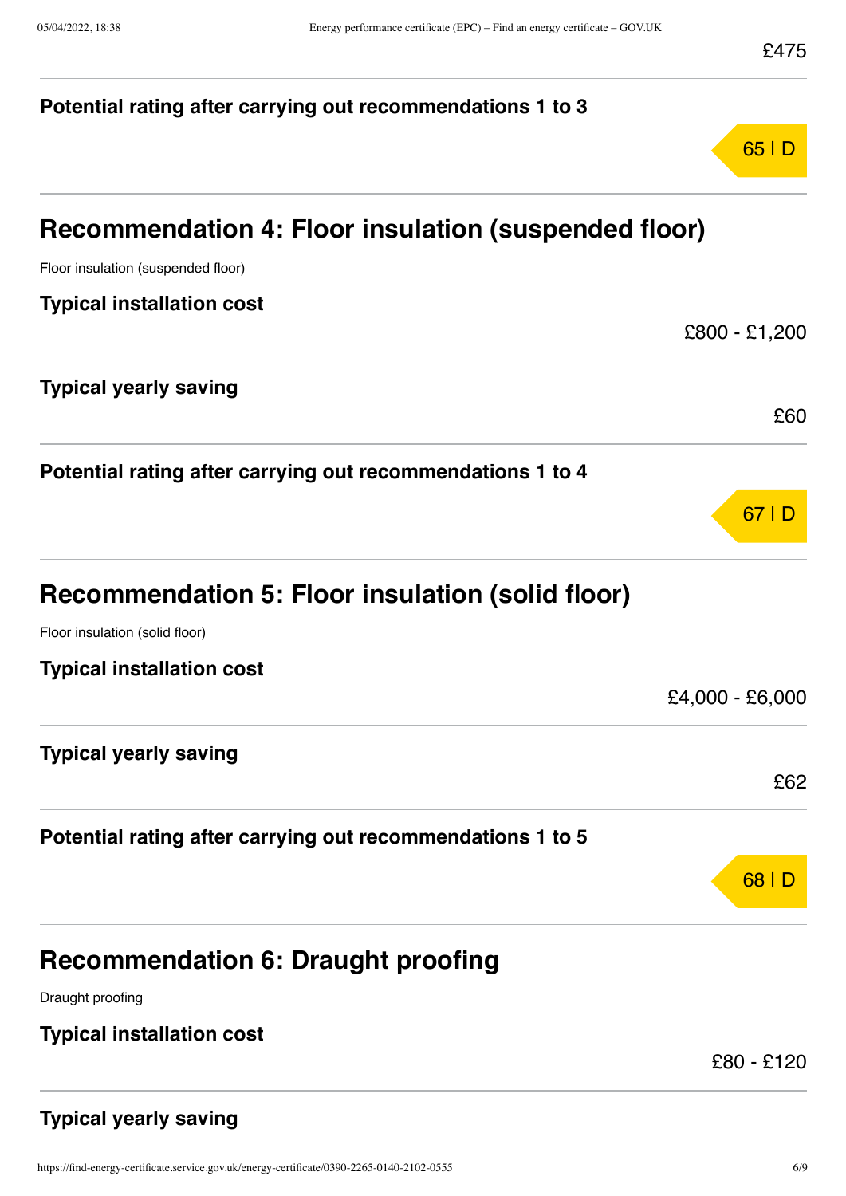£475

**Potential rating after carrying out recommendations 1 to 3**

65 | D

## Recommendation 4: Floor insulation (suspended floor)

Floor insulation (suspended floor)

**Typical installation cost**

£800 - £1,200

**Typical yearly saving**

£60

**Potential rating after carrying out recommendations 1 to 4**

67 | D

## Recommendation 5: Floor insulation (solid floor)

Floor insulation (solid floor)

**Typical installation cost**

£4,000 - £6,000

**Typical yearly saving**

£62

**Potential rating after carrying out recommendations 1 to 5**

68 | D

## Recommendation 6: Draught proofing

Draught proofing

**Typical installation cost**

£80 - £120

**Typical yearly saving**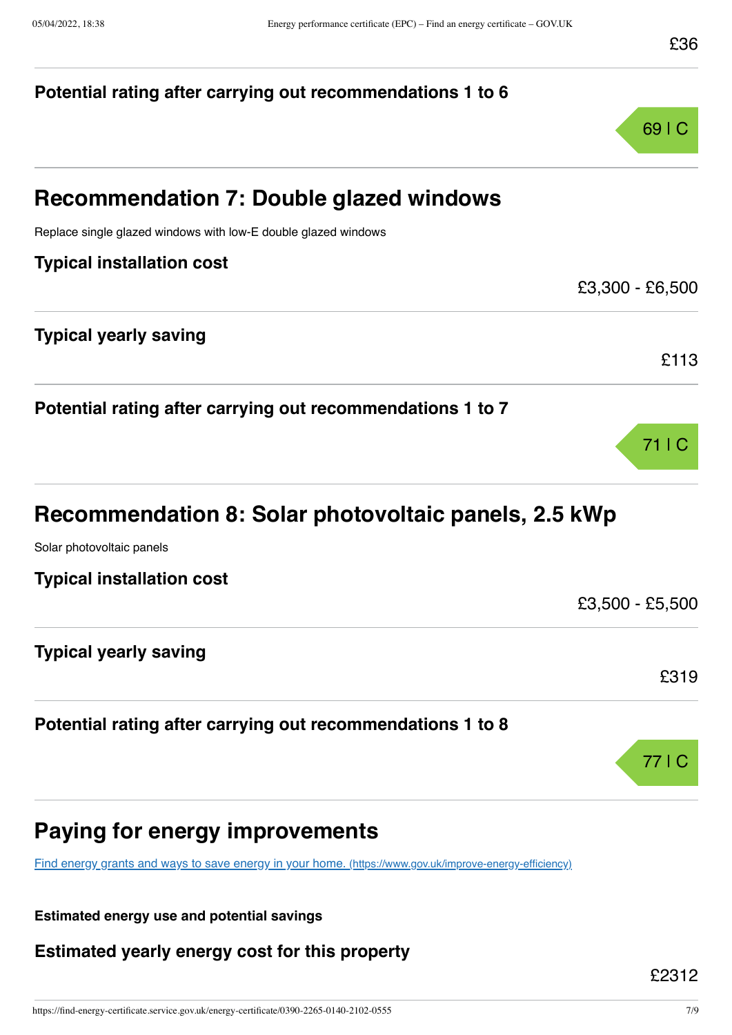£36

**Potential rating after carrying out recommendations 1 to 6**

69 | C

## Recommendation 7: Double glazed windows

Replace single glazed windows with low-E double glazed windows

**Typical installation cost**

£3,300 - £6,500

**Typical yearly saving**

£113

**Potential rating after carrying out recommendations 1 to 7**

71 | C

## Recommendation 8: Solar photovoltaic panels, 2.5 kWp

Solar photovoltaic panels

**Typical installation cost**

£3,500 - £5,500

**Typical yearly saving**

£319

**Potential rating after carrying out recommendations 1 to 8**

77 | C

## Paying for energy improvements

[Find energy grants and ways to save energy in your home.](https://www.gov.uk/improve-energy-efficiency) (https://www.gov.uk/improve-energy-efficiency)

**Estimated energy use and potential savings**

**Estimated yearly energy cost for this property**

£2312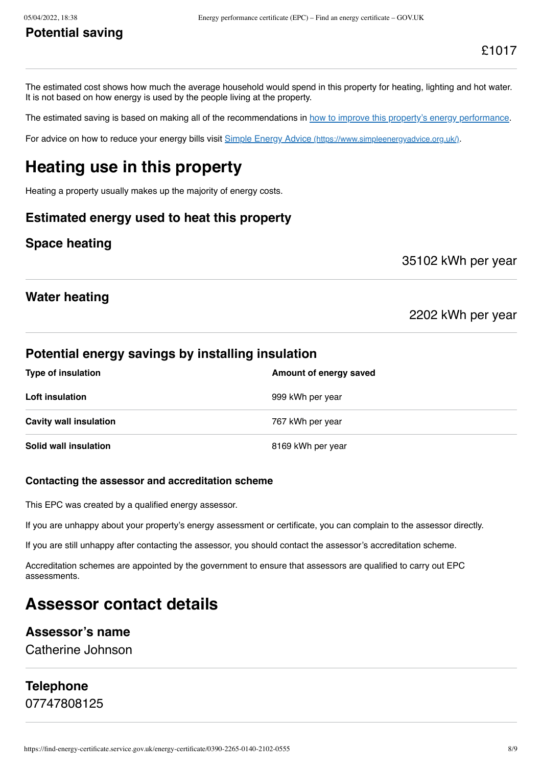### Potential saving

£1017

The estimated cost shows how much the average household would spend in this property for heating, lighting and hot water. It is not based on how energy is used by the people living at the property.

The estimated saving is based on making all of the recommendations in how to improve this property's energy performance.

For advice on how to reduce your energy bills visit Simple Energy Advice (https://www.simpleenergyadvice.org.uk/).

## Heating use in this property

Heating a property usually makes up the majority of energy costs.

### Estimated energy used to heat this property

### Space heating

35102 kWh per year

### Water heating

2202 kWh per year

### Potential energy savings by installing insulation

| Type of insulation | Amount of energy saved |
|---|---|
| **Loft insulation** | 999 kWh per year |
| **Cavity wall insulation** | 767 kWh per year |
| **Solid wall insulation** | 8169 kWh per year |

#### Contacting the assessor and accreditation scheme

This EPC was created by a qualified energy assessor.

If you are unhappy about your property's energy assessment or certificate, you can complain to the assessor directly.

If you are still unhappy after contacting the assessor, you should contact the assessor's accreditation scheme.

Accreditation schemes are appointed by the government to ensure that assessors are qualified to carry out EPC assessments.

## Assessor contact details

### Assessor's name

Catherine Johnson

### Telephone

07747808125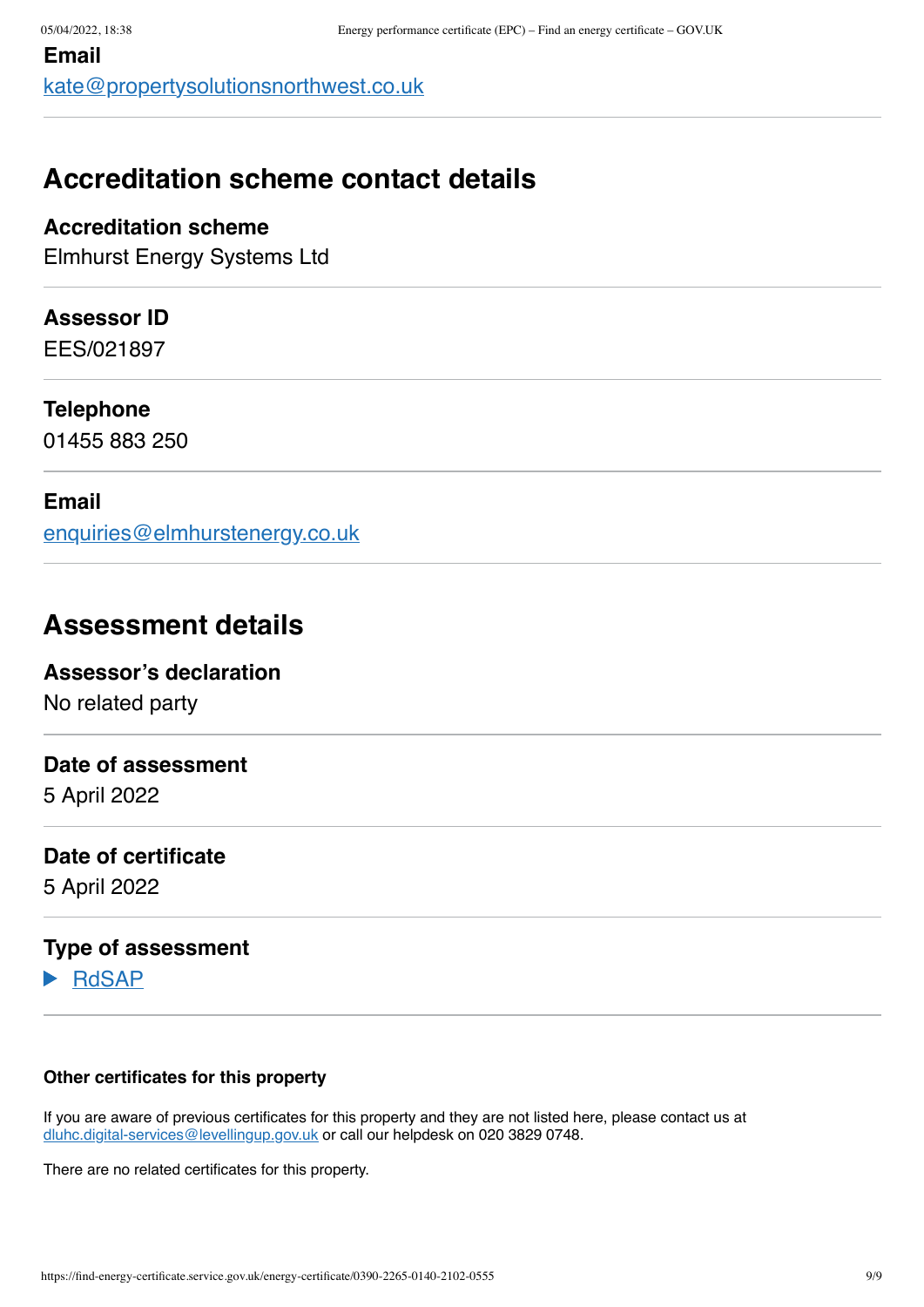**Email**

kate@propertysolutionsnorthwest.co.uk

## Accreditation scheme contact details

**Accreditation scheme**

Elmhurst Energy Systems Ltd

**Assessor ID**

EES/021897

**Telephone**

01455 883 250

**Email**

enquiries@elmhurstenergy.co.uk

## Assessment details

**Assessor's declaration**

No related party

**Date of assessment**

5 April 2022

**Date of certificate**

5 April 2022

**Type of assessment**

▶ RdSAP

**Other certificates for this property**

If you are aware of previous certificates for this property and they are not listed here, please contact us at dluhc.digital-services@levellingup.gov.uk or call our helpdesk on 020 3829 0748.

There are no related certificates for this property.